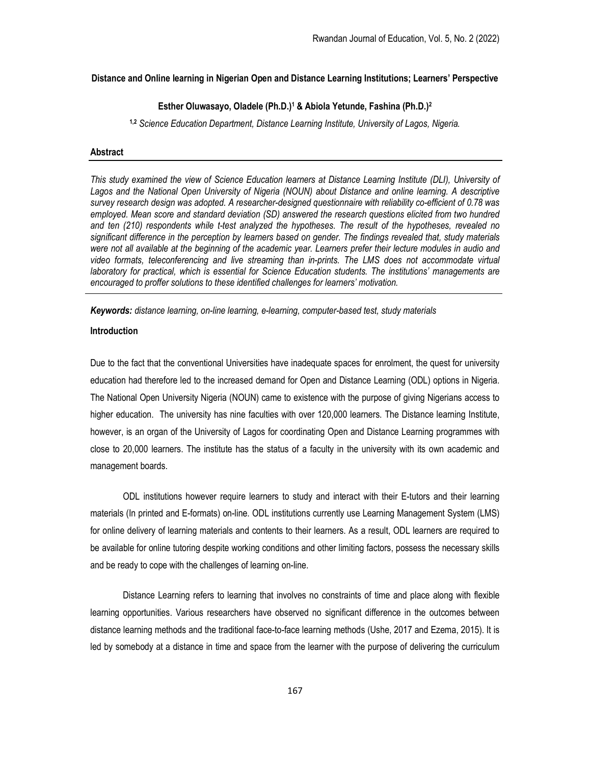# Distance and Online learning in Nigerian Open and Distance Learning Institutions; Learners' Perspective

**Esther Oluwasayo, Oladele (Ph.D.)[1] & Abiola Yetunde, Fashina (Ph.D.)[2]**

*[1,2] Science Education Department, Distance Learning Institute, University of Lagos, Nigeria.*

## Abstract

*This study examined the view of Science Education learners at Distance Learning Institute (DLI), University of Lagos and the National Open University of Nigeria (NOUN) about Distance and online learning. A descriptive survey research design was adopted. A researcher-designed questionnaire with reliability co-efficient of 0.78 was employed. Mean score and standard deviation (SD) answered the research questions elicited from two hundred and ten (210) respondents while t-test analyzed the hypotheses. The result of the hypotheses, revealed no significant difference in the perception by learners based on gender. The findings revealed that, study materials were not all available at the beginning of the academic year. Learners prefer their lecture modules in audio and video formats, teleconferencing and live streaming than in-prints. The LMS does not accommodate virtual laboratory for practical, which is essential for Science Education students. The institutions' managements are encouraged to proffer solutions is these identified challenges for learners' motivation.*

***Keywords:*** *distance learning, on-line learning, e-learning, computer-based test, study materials*

## Introduction

Due to the fact that the conventional Universities have inadequate spaces for enrolment, the quest for university education had therefore led to the increased demand for Open and Distance Learning (ODL) options in Nigeria. The National Open University Nigeria (NOUN) came to existence with the purpose of giving Nigerians access to higher education. The university has nine faculties with over 120,000 learners. The Distance learning Institute, however, is an organ of the University of Lagos for coordinating Open and Distance Learning programmes with close to 20,000 learners. The institute has the status of a faculty in the university with its own academic and management boards.

ODL institutions however require learners to study and interact with their E-tutors and their learning materials (In printed and E-formats) on-line. ODL institutions currently use Learning Management System (LMS) for online delivery of learning materials and contents to their learners. As a result, ODL learners are required to be available for online tutoring despite working conditions and other limiting factors, possess the necessary skills and be ready to cope with the challenges of learning on-line.

Distance Learning refers to learning that involves no constraints of time and place along with flexible learning opportunities. Various researchers have observed no significant difference in the outcomes between distance learning methods and the traditional face-to-face learning methods (Ushe, 2017 and Ezema, 2015). It is led by somebody at a distance in time and space from the learner with the purpose of delivering the curriculum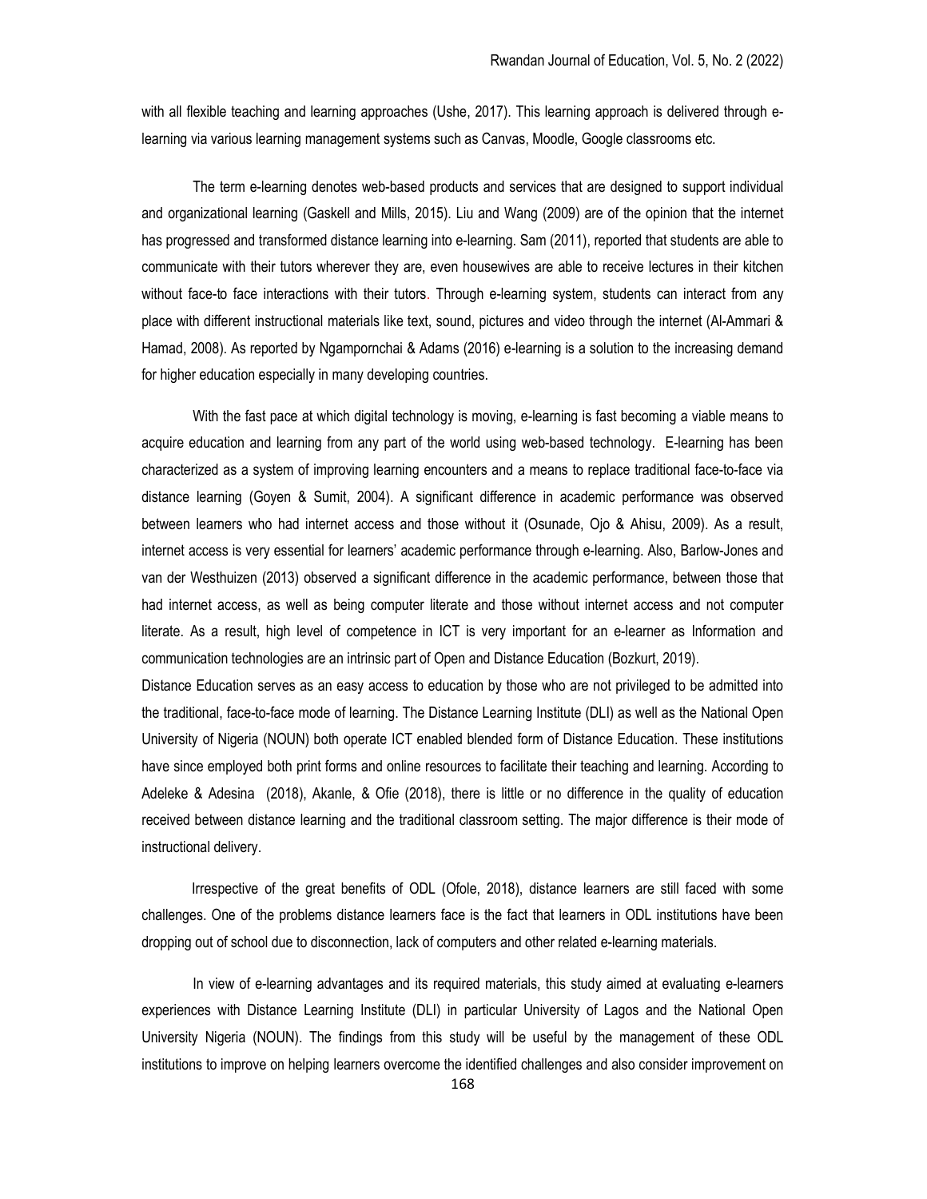with all flexible teaching and learning approaches (Ushe, 2017). This learning approach is delivered through e-learning via various learning management systems such as Canvas, Moodle, Google classrooms etc.

The term e-learning denotes web-based products and services that are designed to support individual and organizational learning (Gaskell and Mills, 2015). Liu and Wang (2009) are of the opinion that the internet has progressed and transformed distance learning into e-learning. Sam (2011), reported that students are able to communicate with their tutors wherever they are, even housewives are able to receive lectures in their kitchen without face-to face interactions with their tutors. Through e-learning system, students can interact from any place with different instructional materials like text, sound, pictures and video through the internet (Al-Ammari & Hamad, 2008). As reported by Ngampornchai & Adams (2016) e-learning is a solution to the increasing demand for higher education especially in many developing countries.

With the fast pace at which digital technology is moving, e-learning is fast becoming a viable means to acquire education and learning from any part of the world using web-based technology. E-learning has been characterized as a system of improving learning encounters and a means to replace traditional face-to-face via distance learning (Goyen & Sumit, 2004). A significant difference in academic performance was observed between learners who had internet access and those without it (Osunade, Ojo & Ahisu, 2009). As a result, internet access is very essential for learners' academic performance through e-learning. Also, Barlow-Jones and van der Westhuizen (2013) observed a significant difference in the academic performance, between those that had internet access, as well as being computer literate and those without internet access and not computer literate. As a result, high level of competence in ICT is very important for an e-learner as Information and communication technologies are an intrinsic part of Open and Distance Education (Bozkurt, 2019).

Distance Education serves as an easy access to education by those who are not privileged to be admitted into the traditional, face-to-face mode of learning. The Distance Learning Institute (DLI) as well as the National Open University of Nigeria (NOUN) both operate ICT enabled blended form of Distance Education. These institutions have since employed both print forms and online resources to facilitate their teaching and learning. According to Adeleke & Adesina (2018), Akanle, & Ofie (2018), there is little or no difference in the quality of education received between distance learning and the traditional classroom setting. The major difference is their mode of instructional delivery.

Irrespective of the great benefits of ODL (Ofole, 2018), distance learners are still faced with some challenges. One of the problems distance learners face is the fact that learners in ODL institutions have been dropping out of school due to disconnection, lack of computers and other related e-learning materials.

In view of e-learning advantages and its required materials, this study aimed at evaluating e-learners experiences with Distance Learning Institute (DLI) in particular University of Lagos and the National Open University Nigeria (NOUN). The findings from this study will be useful by the management of these ODL institutions to improve on helping learners overcome the identified challenges and also consider improvement on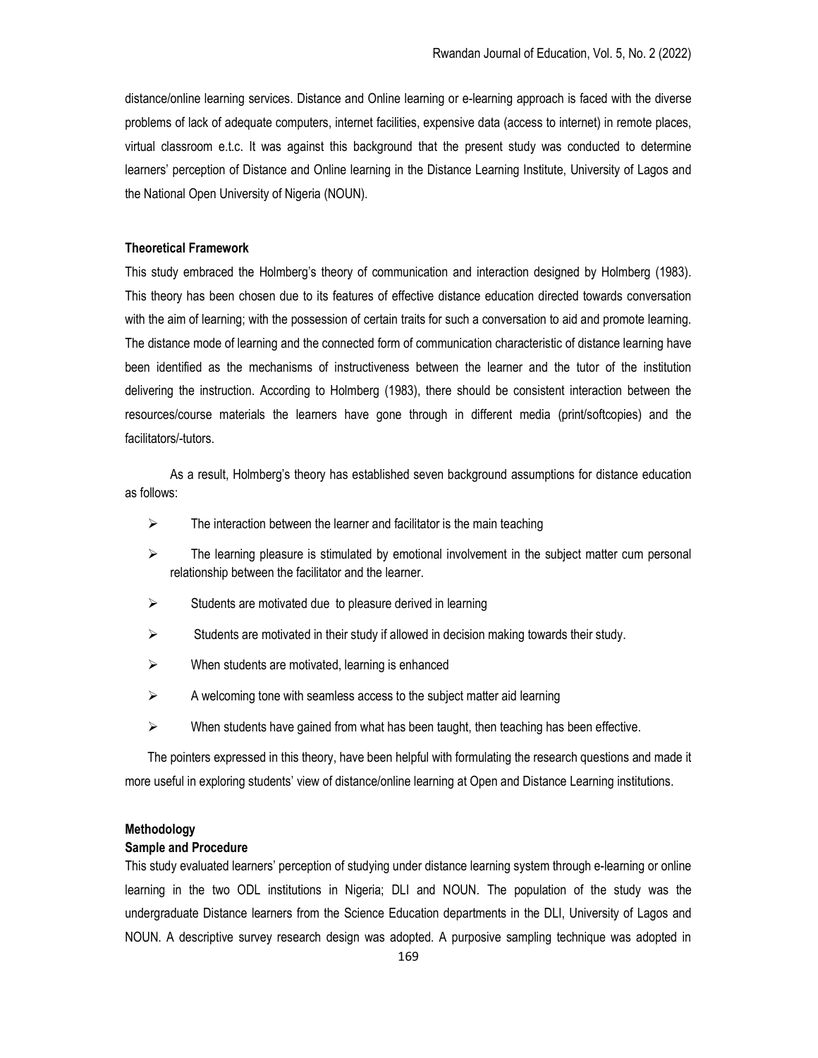distance/online learning services. Distance and Online learning or e-learning approach is faced with the diverse problems of lack of adequate computers, internet facilities, expensive data (access to internet) in remote places, virtual classroom e.t.c. It was against this background that the present study was conducted to determine learners' perception of Distance and Online learning in the Distance Learning Institute, University of Lagos and the National Open University of Nigeria (NOUN).

### Theoretical Framework

This study embraced the Holmberg's theory of communication and interaction designed by Holmberg (1983). This theory has been chosen due to its features of effective distance education directed towards conversation with the aim of learning; with the possession of certain traits for such a conversation to aid and promote learning. The distance mode of learning and the connected form of communication characteristic of distance learning have been identified as the mechanisms of instructiveness between the learner and the tutor of the institution delivering the instruction. According to Holmberg (1983), there should be consistent interaction between the resources/course materials the learners have gone through in different media (print/softcopies) and the facilitators/-tutors.

As a result, Holmberg's theory has established seven background assumptions for distance education as follows:

- The interaction between the learner and facilitator is the main teaching
- The learning pleasure is stimulated by emotional involvement in the subject matter cum personal relationship between the facilitator and the learner.
- Students are motivated due to pleasure derived in learning
- Students are motivated in their study if allowed in decision making towards their study.
- When students are motivated, learning is enhanced
- A welcoming tone with seamless access to the subject matter aid learning
- When students have gained from what has been taught, then teaching has been effective.

The pointers expressed in this theory, have been helpful with formulating the research questions and made it more useful in exploring students' view of distance/online learning at Open and Distance Learning institutions.

### Methodology

#### Sample and Procedure

This study evaluated learners' perception of studying under distance learning system through e-learning or online learning in the two ODL institutions in Nigeria; DLI and NOUN. The population of the study was the undergraduate Distance learners from the Science Education departments in the DLI, University of Lagos and NOUN. A descriptive survey research design was adopted. A purposive sampling technique was adopted in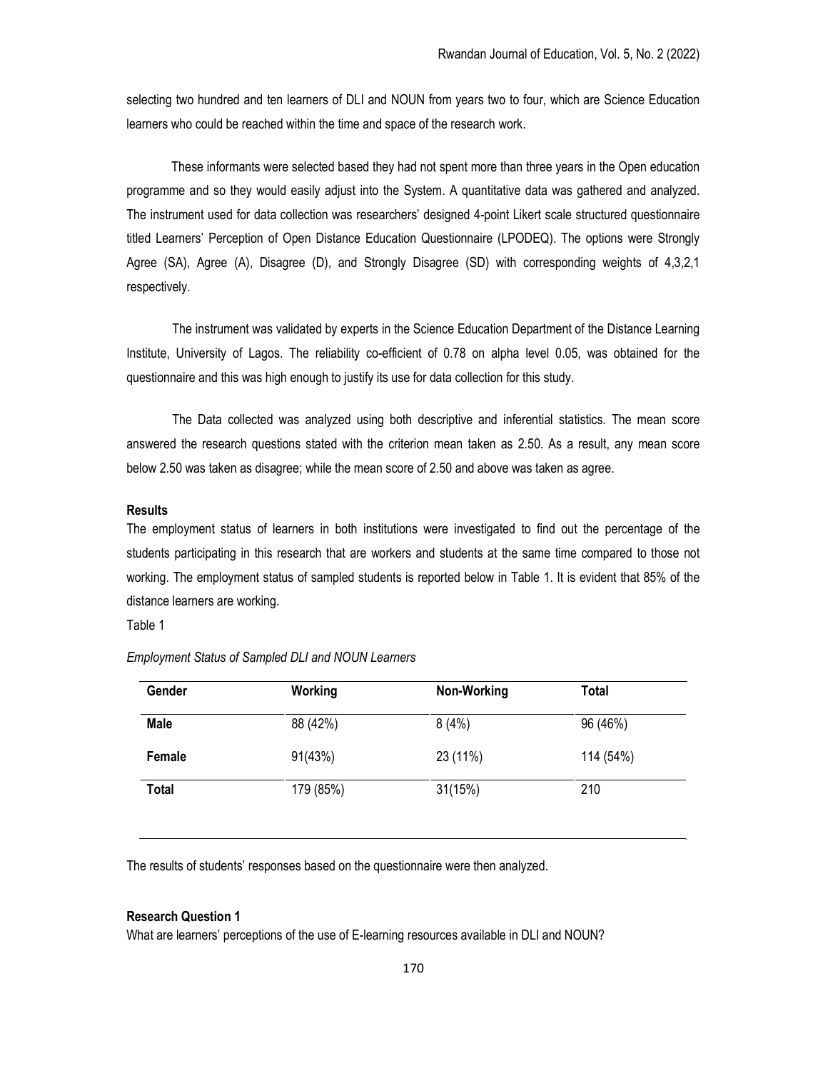selecting two hundred and ten learners of DLI and NOUN from years two to four, which are Science Education learners who could be reached within the time and space of the research work.

These informants were selected based they had not spent more than three years in the Open education programme and so they would easily adjust into the System. A quantitative data was gathered and analyzed. The instrument used for data collection was researchers' designed 4-point Likert scale structured questionnaire titled Learners' Perception of Open Distance Education Questionnaire (LPODEQ). The options were Strongly Agree (SA), Agree (A), Disagree (D), and Strongly Disagree (SD) with corresponding weights of 4,3,2,1 respectively.

The instrument was validated by experts in the Science Education Department of the Distance Learning Institute, University of Lagos. The reliability co-efficient of 0.78 on alpha level 0.05, was obtained for the questionnaire and this was high enough to justify its use for data collection for this study.

The Data collected was analyzed using both descriptive and inferential statistics. The mean score answered the research questions stated with the criterion mean taken as 2.50. As a result, any mean score below 2.50 was taken as disagree; while the mean score of 2.50 and above was taken as agree.

### Results

The employment status of learners in both institutions were investigated to find out the percentage of the students participating in this research that are workers and students at the same time compared to those not working. The employment status of sampled students is reported below in Table 1. It is evident that 85% of the distance learners are working.

Table 1

*Employment Status of Sampled DLI and NOUN Learners*

| Gender | Working | Non-Working | Total |
|---|---|---|---|
| **Male** | 88 (42%) | 8 (4%) | 96 (46%) |
| **Female** | 91(43%) | 23 (11%) | 114 (54%) |
| **Total** | 179 (85%) | 31(15%) | 210 |

The results of students' responses based on the questionnaire were then analyzed.

### Research Question 1

What are learners' perceptions of the use of E-learning resources available in DLI and NOUN?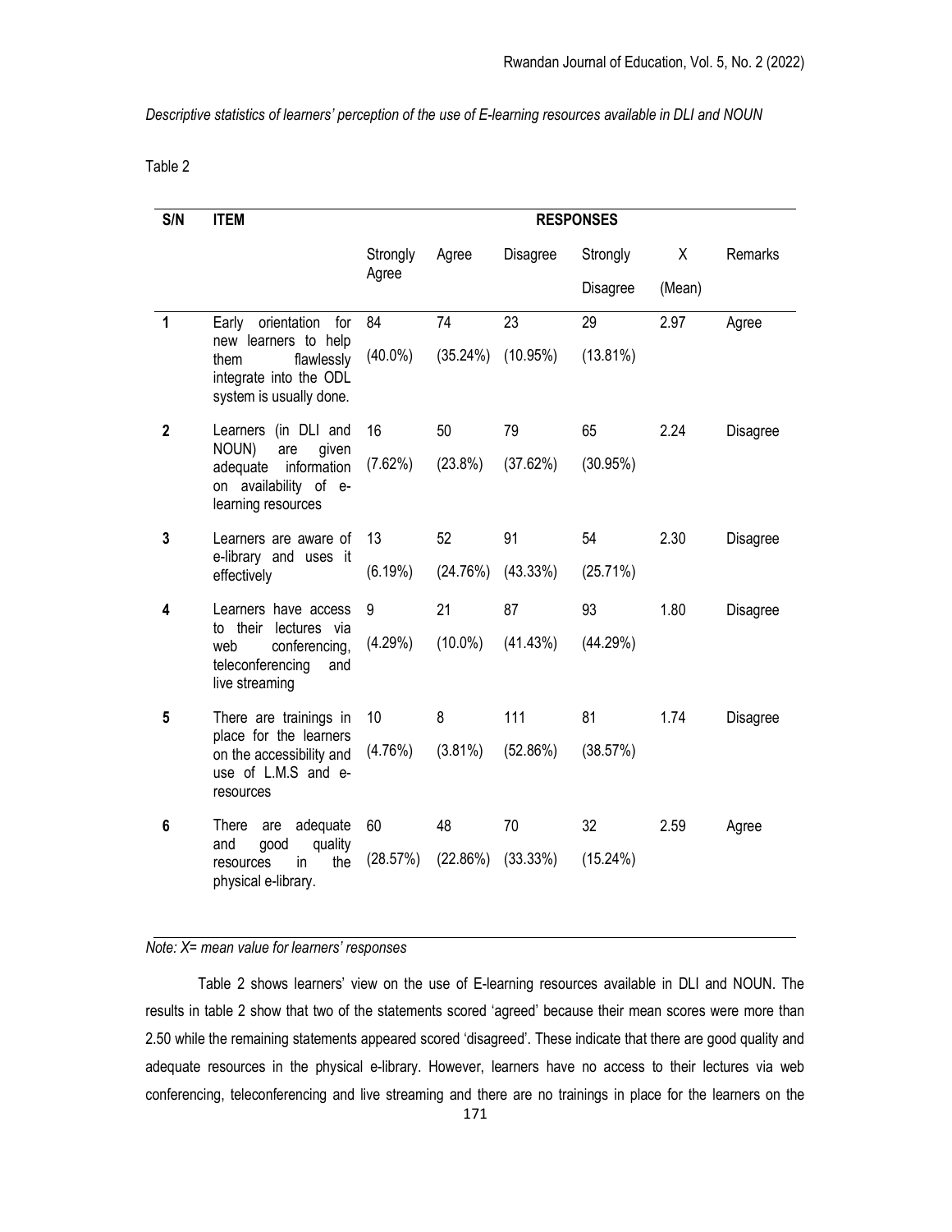*Descriptive statistics of learners' perception of the use of E-learning resources available in DLI and NOUN*

Table 2

| S/N | ITEM | RESPONSES | | | | | |
|---|---|---|---|---|---|---|---|
| | | Strongly Agree | Agree | Disagree | Strongly Disagree | X (Mean) | Remarks |
| 1 | Early orientation for new learners to help them flawlessly integrate into the ODL system is usually done. | 84 (40.0%) | 74 (35.24%) | 23 (10.95%) | 29 (13.81%) | 2.97 | Agree |
| 2 | Learners (in DLI and NOUN) are given adequate information on availability of e-learning resources | 16 (7.62%) | 50 (23.8%) | 79 (37.62%) | 65 (30.95%) | 2.24 | Disagree |
| 3 | Learners are aware of e-library and uses it effectively | 13 (6.19%) | 52 (24.76%) | 91 (43.33%) | 54 (25.71%) | 2.30 | Disagree |
| 4 | Learners have access to their lectures via web conferencing, teleconferencing and live streaming | 9 (4.29%) | 21 (10.0%) | 87 (41.43%) | 93 (44.29%) | 1.80 | Disagree |
| 5 | There are trainings in place for the learners on the accessibility and use of L.M.S and e-resources | 10 (4.76%) | 8 (3.81%) | 111 (52.86%) | 81 (38.57%) | 1.74 | Disagree |
| 6 | There are adequate and good quality resources in the physical e-library. | 60 (28.57%) | 48 (22.86%) | 70 (33.33%) | 32 (15.24%) | 2.59 | Agree |

*Note: X= mean value for learners' responses*

Table 2 shows learners' view on the use of E-learning resources available in DLI and NOUN. The results in table 2 show that two of the statements scored 'agreed' because their mean scores were more than 2.50 while the remaining statements appeared scored 'disagreed'. These indicate that there are good quality and adequate resources in the physical e-library. However, learners have no access to their lectures via web conferencing, teleconferencing and live streaming and there are no trainings in place for the learners on the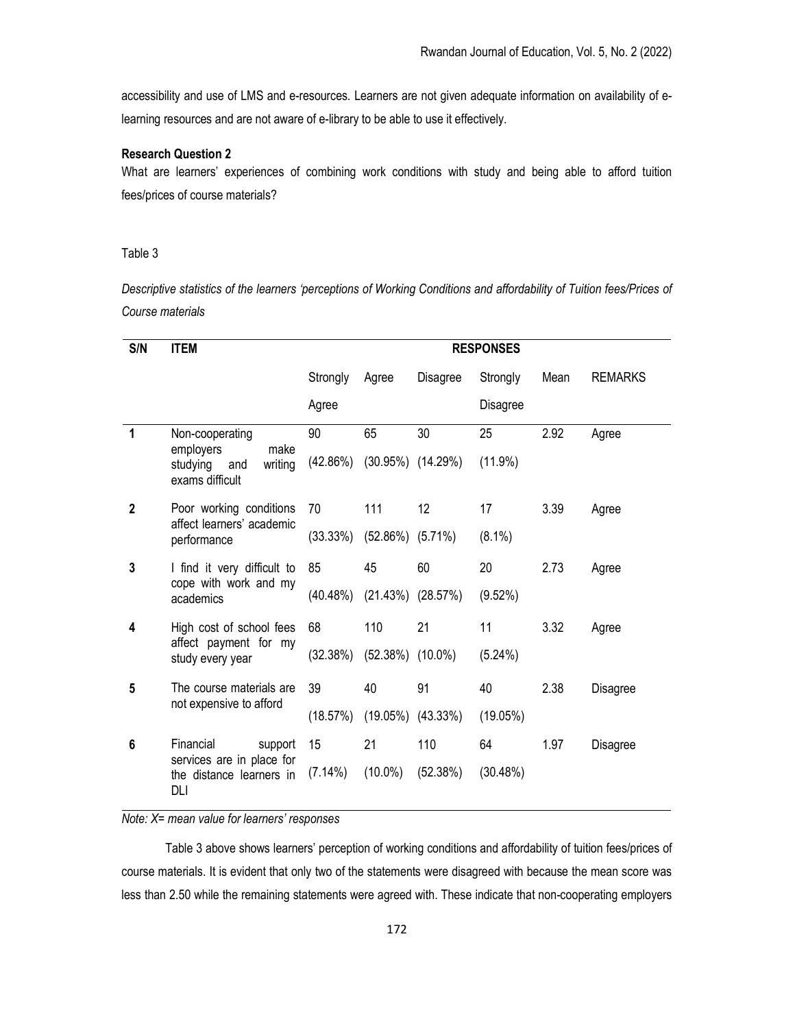accessibility and use of LMS and e-resources. Learners are not given adequate information on availability of e-learning resources and are not aware of e-library to be able to use it effectively.

**Research Question 2**

What are learners' experiences of combining work conditions with study and being able to afford tuition fees/prices of course materials?

Table 3

*Descriptive statistics of the learners 'perceptions of Working Conditions and affordability of Tuition fees/Prices of Course materials*

| S/N | ITEM | RESPONSES | | | | | |
|---|---|---|---|---|---|---|---|
| | | Strongly Agree | Agree | Disagree | Strongly Disagree | Mean | REMARKS |
| 1 | Non-cooperating employers make studying and writing exams difficult | 90 (42.86%) | 65 (30.95%) | 30 (14.29%) | 25 (11.9%) | 2.92 | Agree |
| 2 | Poor working conditions affect learners' academic performance | 70 (33.33%) | 111 (52.86%) | 12 (5.71%) | 17 (8.1%) | 3.39 | Agree |
| 3 | I find it very difficult to cope with work and my academics | 85 (40.48%) | 45 (21.43%) | 60 (28.57%) | 20 (9.52%) | 2.73 | Agree |
| 4 | High cost of school fees affect payment for my study every year | 68 (32.38%) | 110 (52.38%) | 21 (10.0%) | 11 (5.24%) | 3.32 | Agree |
| 5 | The course materials are not expensive to afford | 39 (18.57%) | 40 (19.05%) | 91 (43.33%) | 40 (19.05%) | 2.38 | Disagree |
| 6 | Financial support services are in place for the distance learners in DLI | 15 (7.14%) | 21 (10.0%) | 110 (52.38%) | 64 (30.48%) | 1.97 | Disagree |

*Note: X= mean value for learners' responses*

Table 3 above shows learners' perception of working conditions and affordability of tuition fees/prices of course materials. It is evident that only two of the statements were disagreed with because the mean score was less than 2.50 while the remaining statements were agreed with. These indicate that non-cooperating employers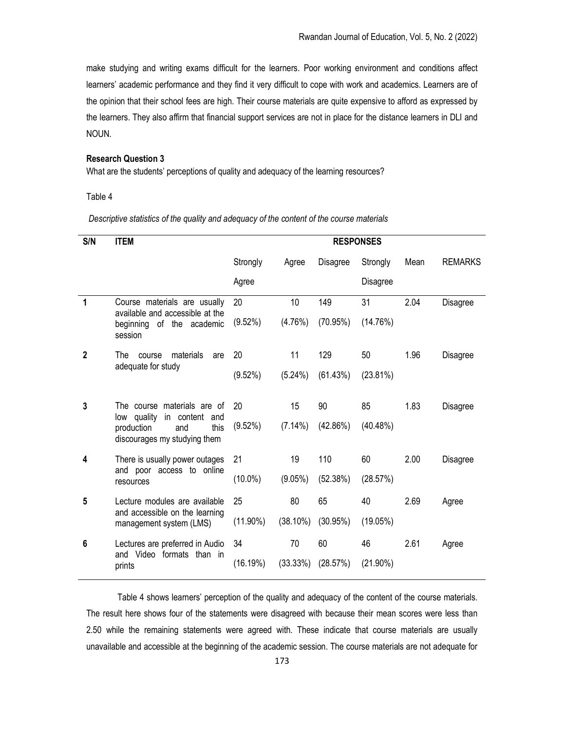make studying and writing exams difficult for the learners. Poor working environment and conditions affect learners' academic performance and they find it very difficult to cope with work and academics. Learners are of the opinion that their school fees are high. Their course materials are quite expensive to afford as expressed by the learners. They also affirm that financial support services are not in place for the distance learners in DLI and NOUN.

**Research Question 3**

What are the students' perceptions of quality and adequacy of the learning resources?

Table 4

*Descriptive statistics of the quality and adequacy of the content of the course materials*

| S/N | ITEM | RESPONSES | | | | | |
|---|---|---|---|---|---|---|---|
| | | Strongly Agree | Agree | Disagree | Strongly Disagree | Mean | REMARKS |
| 1 | Course materials are usually available and accessible at the beginning of the academic session | 20 (9.52%) | 10 (4.76%) | 149 (70.95%) | 31 (14.76%) | 2.04 | Disagree |
| 2 | The course materials are adequate for study | 20 (9.52%) | 11 (5.24%) | 129 (61.43%) | 50 (23.81%) | 1.96 | Disagree |
| 3 | The course materials are of low quality in content and production and this discourages my studying them | 20 (9.52%) | 15 (7.14%) | 90 (42.86%) | 85 (40.48%) | 1.83 | Disagree |
| 4 | There is usually power outages and poor access to online resources | 21 (10.0%) | 19 (9.05%) | 110 (52.38%) | 60 (28.57%) | 2.00 | Disagree |
| 5 | Lecture modules are available and accessible on the learning management system (LMS) | 25 (11.90%) | 80 (38.10%) | 65 (30.95%) | 40 (19.05%) | 2.69 | Agree |
| 6 | Lectures are preferred in Audio and Video formats than in prints | 34 (16.19%) | 70 (33.33%) | 60 (28.57%) | 46 (21.90%) | 2.61 | Agree |

Table 4 shows learners' perception of the quality and adequacy of the content of the course materials. The result here shows four of the statements were disagreed with because their mean scores were less than 2.50 while the remaining statements were agreed with. These indicate that course materials are usually unavailable and accessible at the beginning of the academic session. The course materials are not adequate for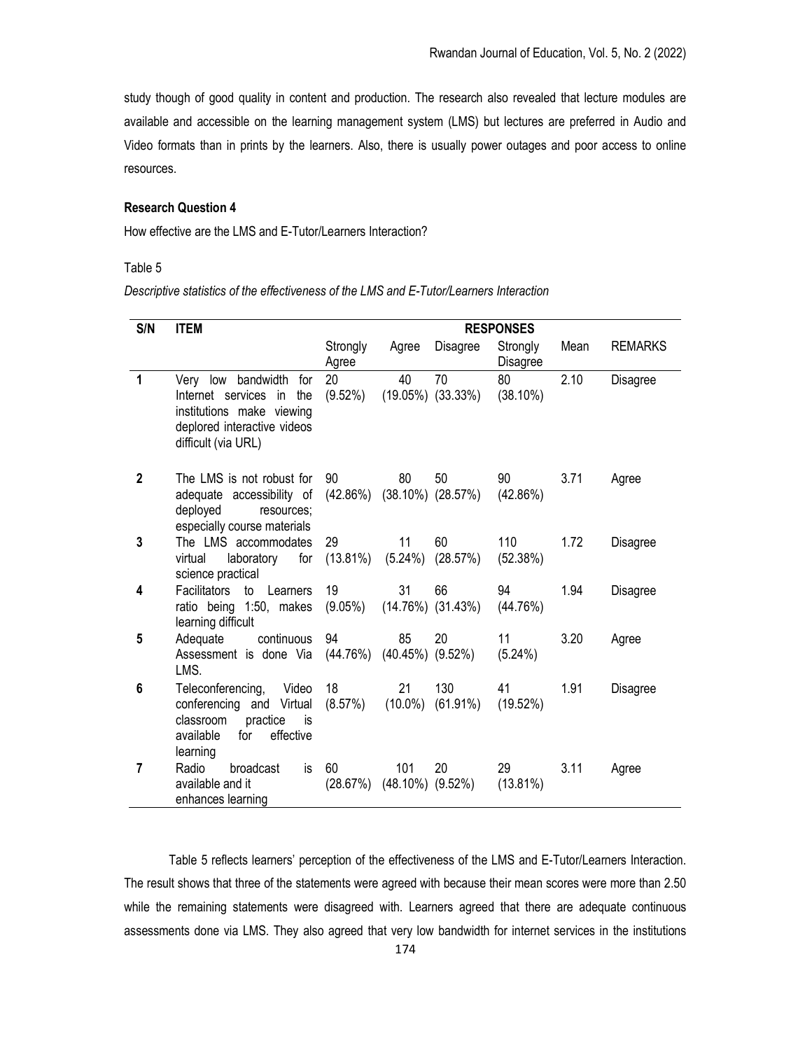study though of good quality in content and production. The research also revealed that lecture modules are available and accessible on the learning management system (LMS) but lectures are preferred in Audio and Video formats than in prints by the learners. Also, there is usually power outages and poor access to online resources.

**Research Question 4**

How effective are the LMS and E-Tutor/Learners Interaction?

Table 5

*Descriptive statistics of the effectiveness of the LMS and E-Tutor/Learners Interaction*

| S/N | ITEM | RESPONSES | | | | | |
|---|---|---|---|---|---|---|---|
| | | Strongly Agree | Agree | Disagree | Strongly Disagree | Mean | REMARKS |
| 1 | Very low bandwidth for Internet services in the institutions make viewing deplored interactive videos difficult (via URL) | 20 (9.52%) | 40 (19.05%) | 70 (33.33%) | 80 (38.10%) | 2.10 | Disagree |
| 2 | The LMS is not robust for adequate accessibility of deployed resources; especially course materials | 90 (42.86%) | 80 (38.10%) | 50 (28.57%) | 90 (42.86%) | 3.71 | Agree |
| 3 | The LMS accommodates virtual laboratory for science practical | 29 (13.81%) | 11 (5.24%) | 60 (28.57%) | 110 (52.38%) | 1.72 | Disagree |
| 4 | Facilitators to Learners ratio being 1:50, makes learning difficult | 19 (9.05%) | 31 (14.76%) | 66 (31.43%) | 94 (44.76%) | 1.94 | Disagree |
| 5 | Adequate continuous Assessment is done Via LMS. | 94 (44.76%) | 85 (40.45%) | 20 (9.52%) | 11 (5.24%) | 3.20 | Agree |
| 6 | Teleconferencing, Video conferencing and Virtual classroom practice is available for effective learning | 18 (8.57%) | 21 (10.0%) | 130 (61.91%) | 41 (19.52%) | 1.91 | Disagree |
| 7 | Radio broadcast is available and it enhances learning | 60 (28.67%) | 101 (48.10%) | 20 (9.52%) | 29 (13.81%) | 3.11 | Agree |

Table 5 reflects learners' perception of the effectiveness of the LMS and E-Tutor/Learners Interaction. The result shows that three of the statements were agreed with because their mean scores were more than 2.50 while the remaining statements were disagreed with. Learners agreed that there are adequate continuous assessments done via LMS. They also agreed that very low bandwidth for internet services in the institutions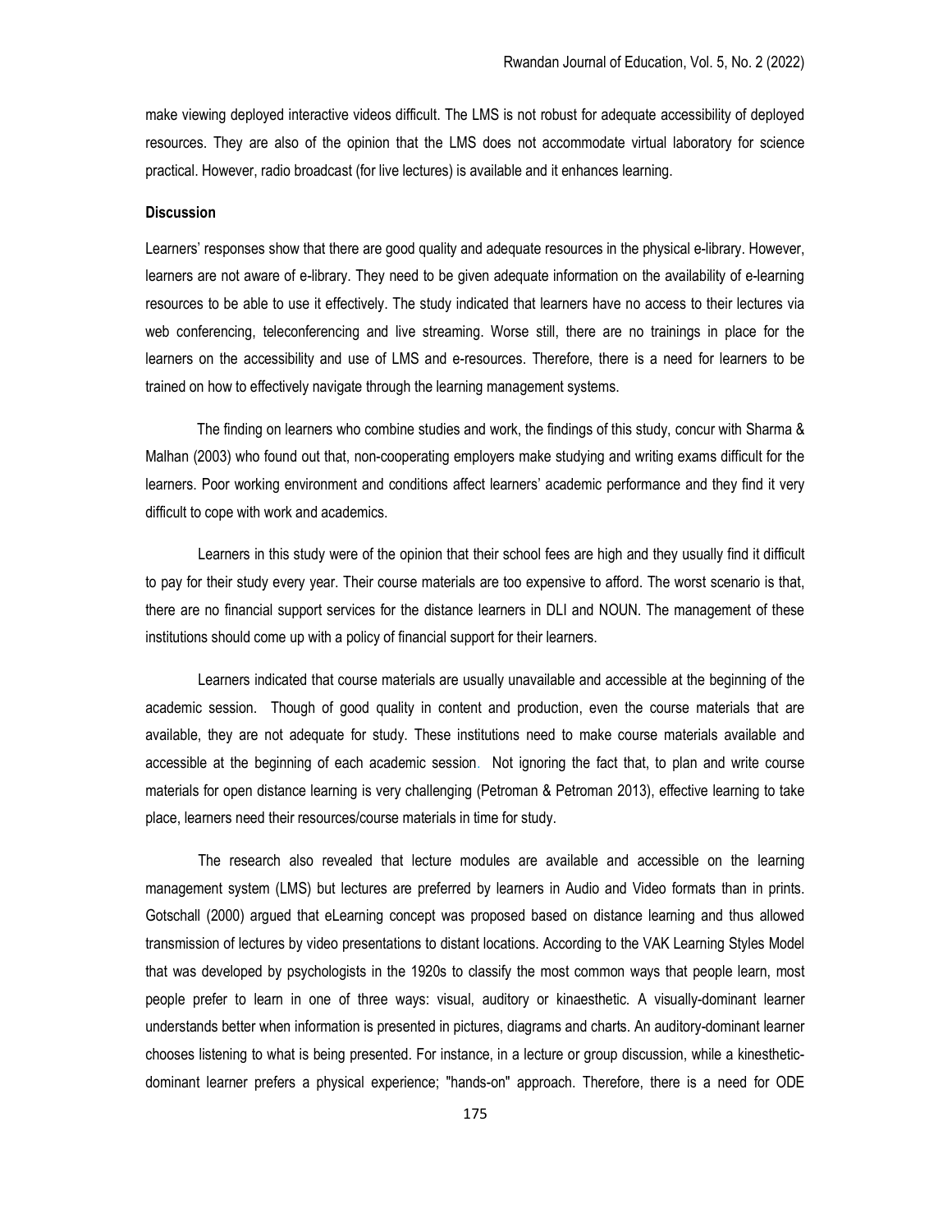make viewing deployed interactive videos difficult. The LMS is not robust for adequate accessibility of deployed resources. They are also of the opinion that the LMS does not accommodate virtual laboratory for science practical. However, radio broadcast (for live lectures) is available and it enhances learning.

**Discussion**

Learners' responses show that there are good quality and adequate resources in the physical e-library. However, learners are not aware of e-library. They need to be given adequate information on the availability of e-learning resources to be able to use it effectively. The study indicated that learners have no access to their lectures via web conferencing, teleconferencing and live streaming. Worse still, there are no trainings in place for the learners on the accessibility and use of LMS and e-resources. Therefore, there is a need for learners to be trained on how to effectively navigate through the learning management systems.

The finding on learners who combine studies and work, the findings of this study, concur with Sharma & Malhan (2003) who found out that, non-cooperating employers make studying and writing exams difficult for the learners. Poor working environment and conditions affect learners' academic performance and they find it very difficult to cope with work and academics.

Learners in this study were of the opinion that their school fees are high and they usually find it difficult to pay for their study every year. Their course materials are too expensive to afford. The worst scenario is that, there are no financial support services for the distance learners in DLI and NOUN. The management of these institutions should come up with a policy of financial support for their learners.

Learners indicated that course materials are usually unavailable and accessible at the beginning of the academic session. Though of good quality in content and production, even the course materials that are available, they are not adequate for study. These institutions need to make course materials available and accessible at the beginning of each academic session. Not ignoring the fact that, to plan and write course materials for open distance learning is very challenging (Petroman & Petroman 2013), effective learning to take place, learners need their resources/course materials in time for study.

The research also revealed that lecture modules are available and accessible on the learning management system (LMS) but lectures are preferred by learners in Audio and Video formats than in prints. Gotschall (2000) argued that eLearning concept was proposed based on distance learning and thus allowed transmission of lectures by video presentations to distant locations. According to the VAK Learning Styles Model that was developed by psychologists in the 1920s to classify the most common ways that people learn, most people prefer to learn in one of three ways: visual, auditory or kinaesthetic. A visually-dominant learner understands better when information is presented in pictures, diagrams and charts. An auditory-dominant learner chooses listening to what is being presented. For instance, in a lecture or group discussion, while a kinesthetic-dominant learner prefers a physical experience; "hands-on" approach. Therefore, there is a need for ODE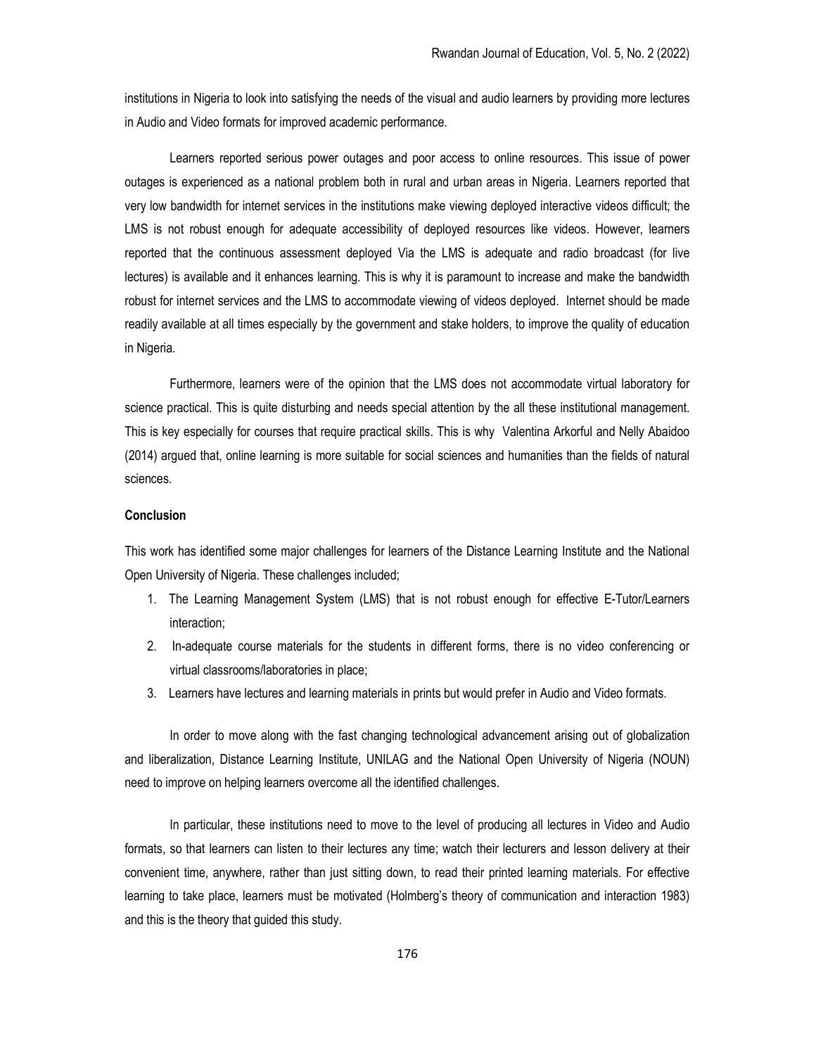institutions in Nigeria to look into satisfying the needs of the visual and audio learners by providing more lectures in Audio and Video formats for improved academic performance.

Learners reported serious power outages and poor access to online resources. This issue of power outages is experienced as a national problem both in rural and urban areas in Nigeria. Learners reported that very low bandwidth for internet services in the institutions make viewing deployed interactive videos difficult; the LMS is not robust enough for adequate accessibility of deployed resources like videos. However, learners reported that the continuous assessment deployed Via the LMS is adequate and radio broadcast (for live lectures) is available and it enhances learning. This is why it is paramount to increase and make the bandwidth robust for internet services and the LMS to accommodate viewing of videos deployed. Internet should be made readily available at all times especially by the government and stake holders, to improve the quality of education in Nigeria.

Furthermore, learners were of the opinion that the LMS does not accommodate virtual laboratory for science practical. This is quite disturbing and needs special attention by the all these institutional management. This is key especially for courses that require practical skills. This is why Valentina Arkorful and Nelly Abaidoo (2014) argued that, online learning is more suitable for social sciences and humanities than the fields of natural sciences.

**Conclusion**

This work has identified some major challenges for learners of the Distance Learning Institute and the National Open University of Nigeria. These challenges included;

1. The Learning Management System (LMS) that is not robust enough for effective E-Tutor/Learners interaction;
2. In-adequate course materials for the students in different forms, there is no video conferencing or virtual classrooms/laboratories in place;
3. Learners have lectures and learning materials in prints but would prefer in Audio and Video formats.

In order to move along with the fast changing technological advancement arising out of globalization and liberalization, Distance Learning Institute, UNILAG and the National Open University of Nigeria (NOUN) need to improve on helping learners overcome all the identified challenges.

In particular, these institutions need to move to the level of producing all lectures in Video and Audio formats, so that learners can listen to their lectures any time; watch their lecturers and lesson delivery at their convenient time, anywhere, rather than just sitting down, to read their printed learning materials. For effective learning to take place, learners must be motivated (Holmberg's theory of communication and interaction 1983) and this is the theory that guided this study.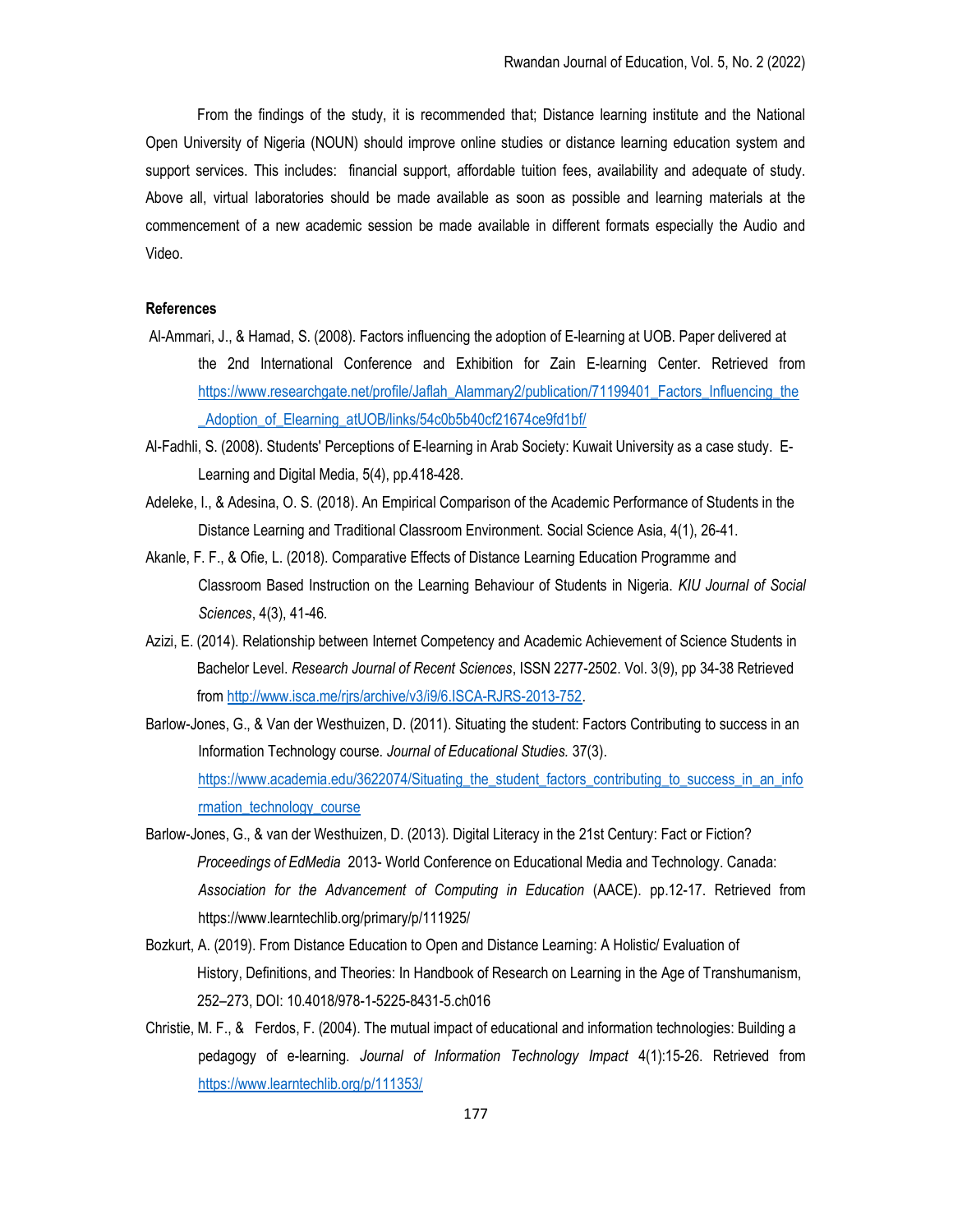From the findings of the study, it is recommended that; Distance learning institute and the National Open University of Nigeria (NOUN) should improve online studies or distance learning education system and support services. This includes: financial support, affordable tuition fees, availability and adequate of study. Above all, virtual laboratories should be made available as soon as possible and learning materials at the commencement of a new academic session be made available in different formats especially the Audio and Video.

**References**

Al-Ammari, J., & Hamad, S. (2008). Factors influencing the adoption of E-learning at UOB. Paper delivered at the 2nd International Conference and Exhibition for Zain E-learning Center. Retrieved from https://www.researchgate.net/profile/Jaflah_Alammary2/publication/71199401_Factors_Influencing_the_Adoption_of_Elearning_atUOB/links/54c0b5b40cf21674ce9fd1bf/

Al-Fadhli, S. (2008). Students' Perceptions of E-learning in Arab Society: Kuwait University as a case study. E-Learning and Digital Media, 5(4), pp.418-428.

Adeleke, I., & Adesina, O. S. (2018). An Empirical Comparison of the Academic Performance of Students in the Distance Learning and Traditional Classroom Environment. Social Science Asia, 4(1), 26-41.

Akanle, F. F., & Ofie, L. (2018). Comparative Effects of Distance Learning Education Programme and Classroom Based Instruction on the Learning Behaviour of Students in Nigeria. *KIU Journal of Social Sciences*, 4(3), 41-46.

Azizi, E. (2014). Relationship between Internet Competency and Academic Achievement of Science Students in Bachelor Level. *Research Journal of Recent Sciences*, ISSN 2277-2502. Vol. 3(9), pp 34-38 Retrieved from http://www.isca.me/rjrs/archive/v3/i9/6.ISCA-RJRS-2013-752.

Barlow-Jones, G., & Van der Westhuizen, D. (2011). Situating the student: Factors Contributing to success in an Information Technology course. *Journal of Educational Studies.* 37(3). https://www.academia.edu/3622074/Situating_the_student_factors_contributing_to_success_in_an_information_technology_course

Barlow-Jones, G., & van der Westhuizen, D. (2013). Digital Literacy in the 21st Century: Fact or Fiction? *Proceedings of EdMedia* 2013- World Conference on Educational Media and Technology. Canada: *Association for the Advancement of Computing in Education* (AACE). pp.12-17. Retrieved from https://www.learntechlib.org/primary/p/111925/

Bozkurt, A. (2019). From Distance Education to Open and Distance Learning: A Holistic/ Evaluation of History, Definitions, and Theories: In Handbook of Research on Learning in the Age of Transhumanism, 252–273, DOI: 10.4018/978-1-5225-8431-5.ch016

Christie, M. F., & Ferdos, F. (2004). The mutual impact of educational and information technologies: Building a pedagogy of e-learning. *Journal of Information Technology Impact* 4(1):15-26. Retrieved from https://www.learntechlib.org/p/111353/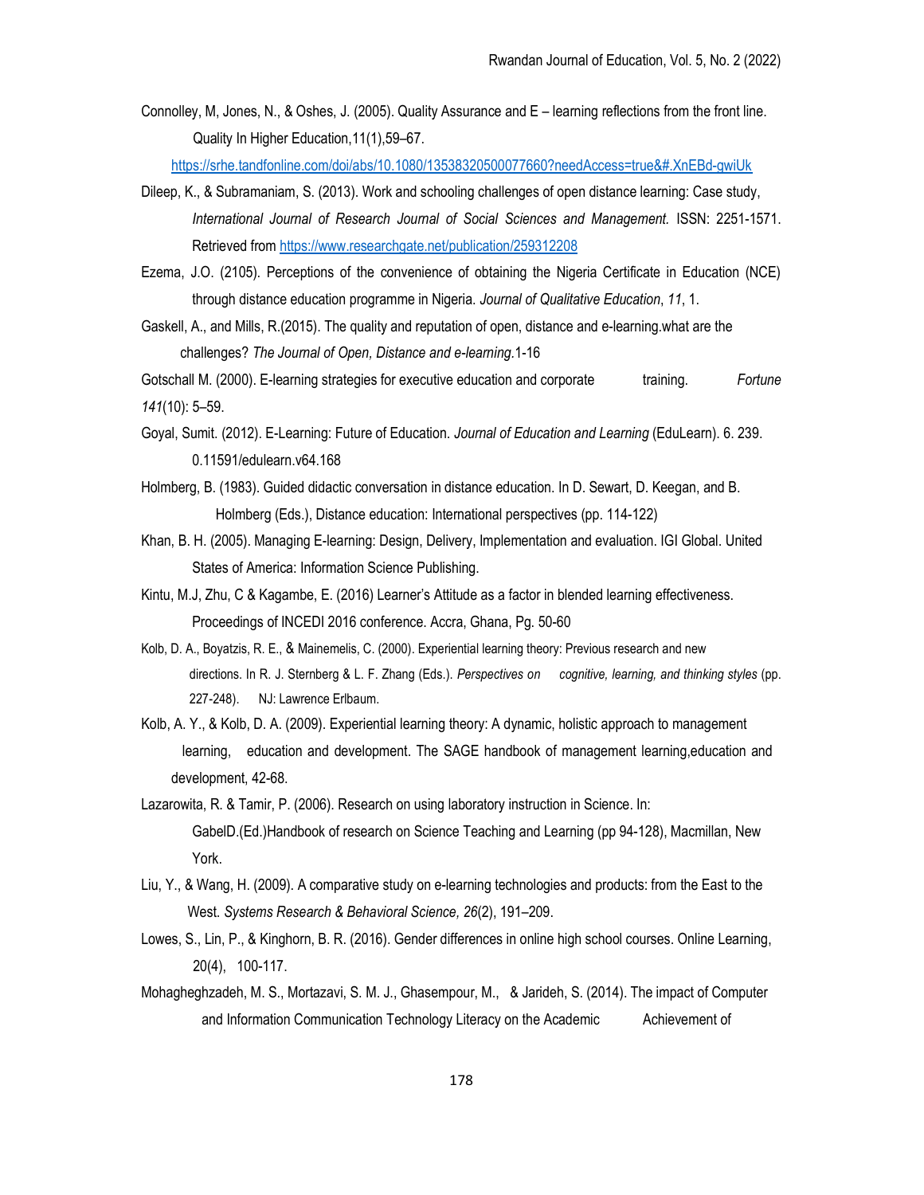Connolley, M, Jones, N., & Oshes, J. (2005). Quality Assurance and E – learning reflections from the front line. Quality In Higher Education,11(1),59–67. https://srhe.tandfonline.com/doi/abs/10.1080/13538320500077660?needAccess=true&#.XnEBd-gwiUk

Dileep, K., & Subramaniam, S. (2013). Work and schooling challenges of open distance learning: Case study, *International Journal of Research Journal of Social Sciences and Management.* ISSN: 2251-1571. Retrieved from https://www.researchgate.net/publication/259312208

Ezema, J.O. (2105). Perceptions of the convenience of obtaining the Nigeria Certificate in Education (NCE) through distance education programme in Nigeria. *Journal of Qualitative Education*, *11*, 1.

Gaskell, A., and Mills, R.(2015). The quality and reputation of open, distance and e-learning.what are the challenges? *The Journal of Open, Distance and e-learning.*1-16

Gotschall M. (2000). E-learning strategies for executive education and corporate training. *Fortune 141*(10): 5–59.

Goyal, Sumit. (2012). E-Learning: Future of Education. *Journal of Education and Learning* (EduLearn). 6. 239. 0.11591/edulearn.v64.168

Holmberg, B. (1983). Guided didactic conversation in distance education. In D. Sewart, D. Keegan, and B. Holmberg (Eds.), Distance education: International perspectives (pp. 114-122)

Khan, B. H. (2005). Managing E-learning: Design, Delivery, Implementation and evaluation. IGI Global. United States of America: Information Science Publishing.

Kintu, M.J, Zhu, C & Kagambe, E. (2016) Learner's Attitude as a factor in blended learning effectiveness. Proceedings of INCEDI 2016 conference. Accra, Ghana, Pg. 50-60

Kolb, D. A., Boyatzis, R. E., & Mainemelis, C. (2000). Experiential learning theory: Previous research and new directions. In R. J. Sternberg & L. F. Zhang (Eds.). *Perspectives on cognitive, learning, and thinking styles* (pp. 227-248). NJ: Lawrence Erlbaum.

Kolb, A. Y., & Kolb, D. A. (2009). Experiential learning theory: A dynamic, holistic approach to management learning, education and development. The SAGE handbook of management learning,education and development, 42-68.

Lazarowita, R. & Tamir, P. (2006). Research on using laboratory instruction in Science. In: GabelD.(Ed.)Handbook of research on Science Teaching and Learning (pp 94-128), Macmillan, New York.

Liu, Y., & Wang, H. (2009). A comparative study on e-learning technologies and products: from the East to the West. *Systems Research & Behavioral Science, 26*(2), 191–209.

Lowes, S., Lin, P., & Kinghorn, B. R. (2016). Gender differences in online high school courses. Online Learning, 20(4), 100-117.

Mohagheghzadeh, M. S., Mortazavi, S. M. J., Ghasempour, M., & Jarideh, S. (2014). The impact of Computer and Information Communication Technology Literacy on the Academic Achievement of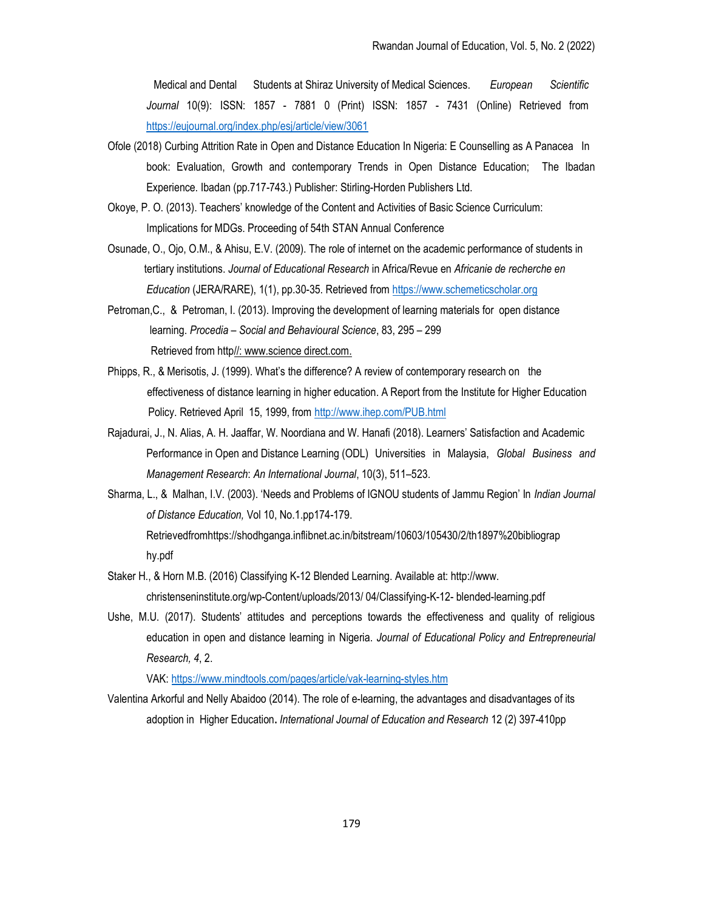Medical and Dental Students at Shiraz University of Medical Sciences. *European Scientific Journal* 10(9): ISSN: 1857 - 7881 0 (Print) ISSN: 1857 - 7431 (Online) Retrieved from https://eujournal.org/index.php/esj/article/view/3061

Ofole (2018) Curbing Attrition Rate in Open and Distance Education In Nigeria: E Counselling as A Panacea In book: Evaluation, Growth and contemporary Trends in Open Distance Education; The Ibadan Experience. Ibadan (pp.717-743.) Publisher: Stirling-Horden Publishers Ltd.

Okoye, P. O. (2013). Teachers' knowledge of the Content and Activities of Basic Science Curriculum: Implications for MDGs. Proceeding of 54th STAN Annual Conference

Osunade, O., Ojo, O.M., & Ahisu, E.V. (2009). The role of internet on the academic performance of students in tertiary institutions. *Journal of Educational Research* in Africa/Revue en *Africanie de recherche en Education* (JERA/RARE), 1(1), pp.30-35. Retrieved from https://www.schemeticscholar.org

Petroman,C., & Petroman, I. (2013). Improving the development of learning materials for open distance learning. *Procedia – Social and Behavioural Science*, 83, 295 – 299 Retrieved from http//: www.science direct.com.

Phipps, R., & Merisotis, J. (1999). What's the difference? A review of contemporary research on the effectiveness of distance learning in higher education. A Report from the Institute for Higher Education Policy. Retrieved April 15, 1999, from http://www.ihep.com/PUB.html

Rajadurai, J., N. Alias, A. H. Jaaffar, W. Noordiana and W. Hanafi (2018). Learners' Satisfaction and Academic Performance in Open and Distance Learning (ODL) Universities in Malaysia, *Global Business and Management Research*: *An International Journal*, 10(3), 511–523.

Sharma, L., & Malhan, I.V. (2003). 'Needs and Problems of IGNOU students of Jammu Region' In *Indian Journal of Distance Education,* Vol 10, No.1.pp174-179. Retrievedfromhttps://shodhganga.inflibnet.ac.in/bitstream/10603/105430/2/th1897%20bibliography.pdf

Staker H., & Horn M.B. (2016) Classifying K-12 Blended Learning. Available at: http://www. christenseninstitute.org/wp-Content/uploads/2013/ 04/Classifying-K-12- blended-learning.pdf

Ushe, M.U. (2017). Students' attitudes and perceptions towards the effectiveness and quality of religious education in open and distance learning in Nigeria. *Journal of Educational Policy and Entrepreneurial Research, 4*, 2.

VAK: https://www.mindtools.com/pages/article/vak-learning-styles.htm

Valentina Arkorful and Nelly Abaidoo (2014). The role of e-learning, the advantages and disadvantages of its adoption in Higher Education**.** *International Journal of Education and Research* 12 (2) 397-410pp